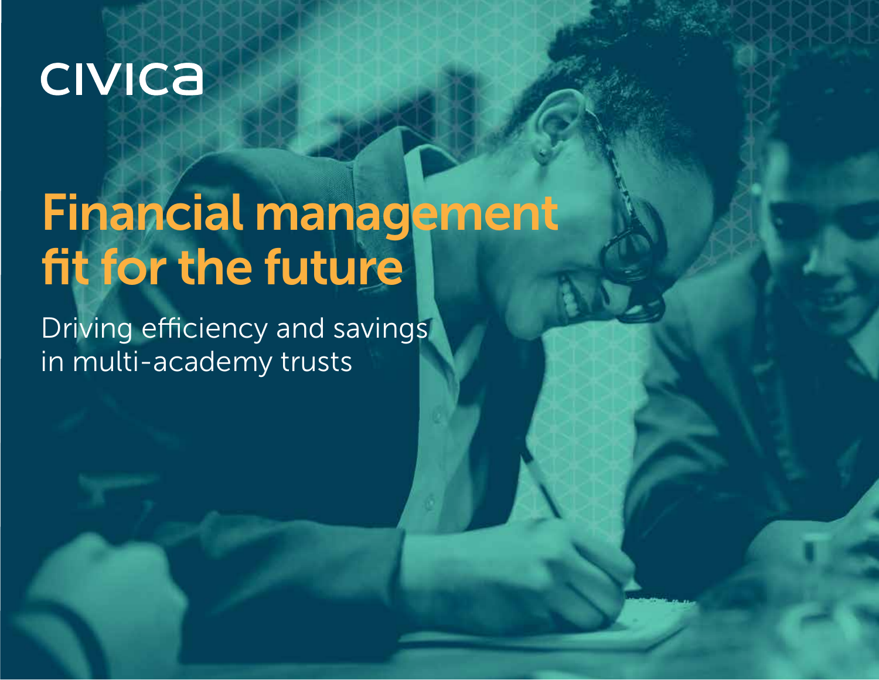civica

# Financial management fit for the future

Driving efficiency and savings in multi-academy trusts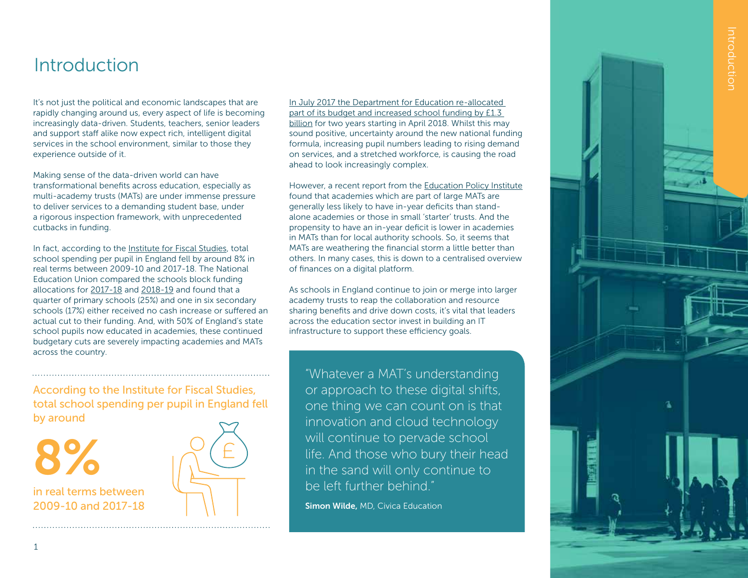# Introduction

It's not just the political and economic landscapes that are rapidly changing around us, every aspect of life is becoming increasingly data-driven. Students, teachers, senior leaders and support staff alike now expect rich, intelligent digital services in the school environment, similar to those they experience outside of it.

Making sense of the data-driven world can have transformational benefits across education, especially as multi-academy trusts (MATs) are under immense pressure to deliver services to a demanding student base, under a rigorous inspection framework, with unprecedented cutbacks in funding.

In fact, according to the Institute for Fiscal Studies, total school spending per pupil in England fell by around 8% in real terms between 2009-10 and 2017-18. The National Education Union compared the schools block funding allocations for 2017-18 and 2018-19 and found that a quarter of primary schools (25%) and one in six secondary schools (17%) either received no cash increase or suffered an actual cut to their funding. And, with 50% of England's state school pupils now educated in academies, these continued budgetary cuts are severely impacting academies and MATs across the country.

According to the Institute for Fiscal Studies, total school spending per pupil in England fell by around

**8%**

in real terms between 2009-10 and 2017-18

In July 2017 the Department for Education re-allocated part of its budget and increased school funding by £1.3 billion for two years starting in April 2018. Whilst this may sound positive, uncertainty around the new national funding formula, increasing pupil numbers leading to rising demand on services, and a stretched workforce, is causing the road ahead to look increasingly complex.

However, a recent report from the Education Policy Institute found that academies which are part of large MATs are generally less likely to have in-year deficits than stand-alone academies or those in small 'starter' trusts. And the propensity to have an in-year deficit is lower in academies in MATs than for local authority schools. So, it seems that MATs are weathering the financial storm a little better than others. In many cases, this is down to a centralised overview of finances on a digital platform.

As schools in England continue to join or merge into larger academy trusts to reap the collaboration and resource sharing benefits and drive down costs, it's vital that leaders across the education sector invest in building an IT infrastructure to support these efficiency goals.

> "Whatever a MAT's understanding or approach to these digital shifts, one thing we can count on is that innovation and cloud technology will continue to pervade school life. And those who bury their head in the sand will only continue to be left further behind."
>
> **Simon Wilde,** MD, Civica Education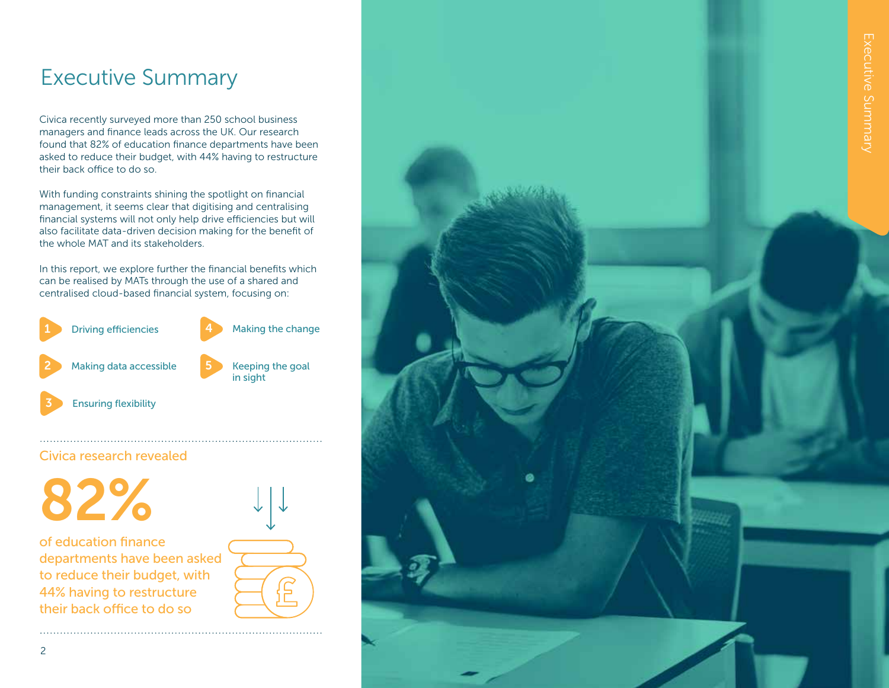# Executive Summary

Civica recently surveyed more than 250 school business managers and finance leads across the UK. Our research found that 82% of education finance departments have been asked to reduce their budget, with 44% having to restructure their back office to do so.

With funding constraints shining the spotlight on financial management, it seems clear that digitising and centralising financial systems will not only help drive efficiencies but will also facilitate data-driven decision making for the benefit of the whole MAT and its stakeholders.

In this report, we explore further the financial benefits which can be realised by MATs through the use of a shared and centralised cloud-based financial system, focusing on:

1. Driving efficiencies
2. Making data accessible
3. Ensuring flexibility
4. Making the change
5. Keeping the goal in sight

## Civica research revealed

**82%**

of education finance departments have been asked to reduce their budget, with 44% having to restructure their back office to do so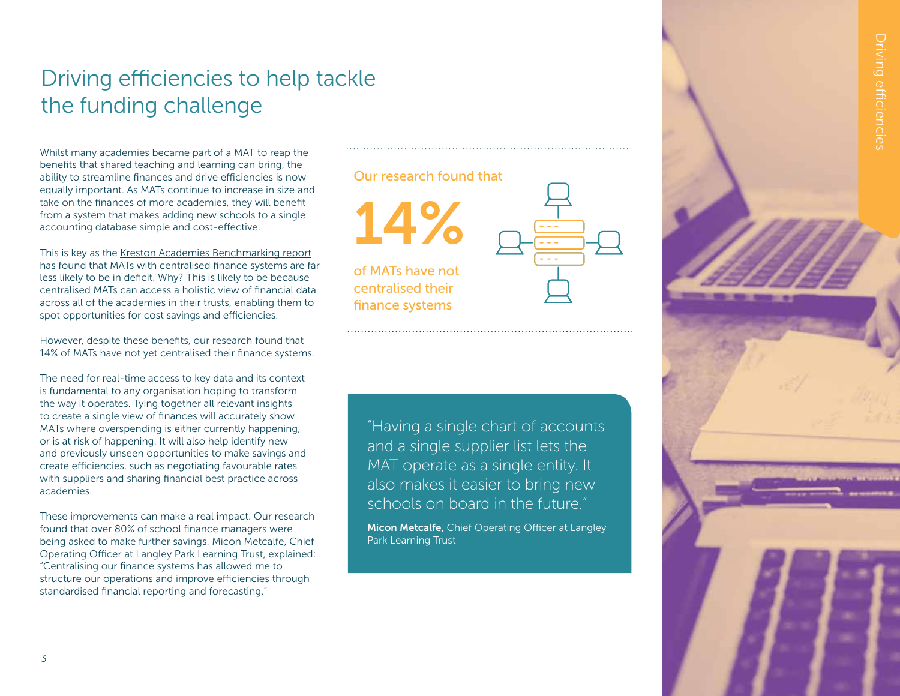# Driving efficiencies to help tackle the funding challenge

Whilst many academies became part of a MAT to reap the benefits that shared teaching and learning can bring, the ability to streamline finances and drive efficiencies is now equally important. As MATs continue to increase in size and take on the finances of more academies, they will benefit from a system that makes adding new schools to a single accounting database simple and cost-effective.

This is key as the Kreston Academies Benchmarking report has found that MATs with centralised finance systems are far less likely to be in deficit. Why? This is likely to be because centralised MATs can access a holistic view of financial data across all of the academies in their trusts, enabling them to spot opportunities for cost savings and efficiencies.

However, despite these benefits, our research found that 14% of MATs have not yet centralised their finance systems.

The need for real-time access to key data and its context is fundamental to any organisation hoping to transform the way it operates. Tying together all relevant insights to create a single view of finances will accurately show MATs where overspending is either currently happening, or is at risk of happening. It will also help identify new and previously unseen opportunities to make savings and create efficiencies, such as negotiating favourable rates with suppliers and sharing financial best practice across academies.

These improvements can make a real impact. Our research found that over 80% of school finance managers were being asked to make further savings. Micon Metcalfe, Chief Operating Officer at Langley Park Learning Trust, explained: "Centralising our finance systems has allowed me to structure our operations and improve efficiencies through standardised financial reporting and forecasting."

Our research found that

**14%**

of MATs have not centralised their finance systems

> "Having a single chart of accounts and a single supplier list lets the MAT operate as a single entity. It also makes it easier to bring new schools on board in the future."
>
> **Micon Metcalfe,** Chief Operating Officer at Langley Park Learning Trust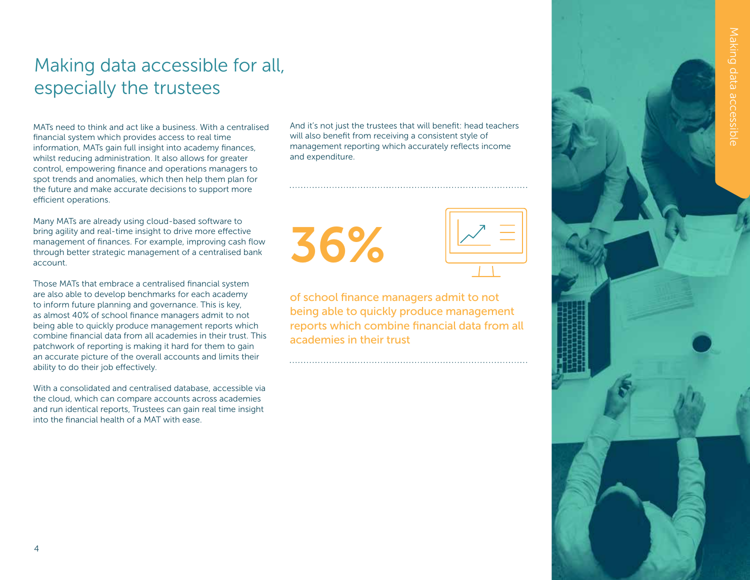# Making data accessible for all, especially the trustees

MATs need to think and act like a business. With a centralised financial system which provides access to real time information, MATs gain full insight into academy finances, whilst reducing administration. It also allows for greater control, empowering finance and operations managers to spot trends and anomalies, which then help them plan for the future and make accurate decisions to support more efficient operations.

Many MATs are already using cloud-based software to bring agility and real-time insight to drive more effective management of finances. For example, improving cash flow through better strategic management of a centralised bank account.

Those MATs that embrace a centralised financial system are also able to develop benchmarks for each academy to inform future planning and governance. This is key, as almost 40% of school finance managers admit to not being able to quickly produce management reports which combine financial data from all academies in their trust. This patchwork of reporting is making it hard for them to gain an accurate picture of the overall accounts and limits their ability to do their job effectively.

With a consolidated and centralised database, accessible via the cloud, which can compare accounts across academies and run identical reports, Trustees can gain real time insight into the financial health of a MAT with ease.

And it's not just the trustees that will benefit: head teachers will also benefit from receiving a consistent style of management reporting which accurately reflects income and expenditure.

**36%**

of school finance managers admit to not being able to quickly produce management reports which combine financial data from all academies in their trust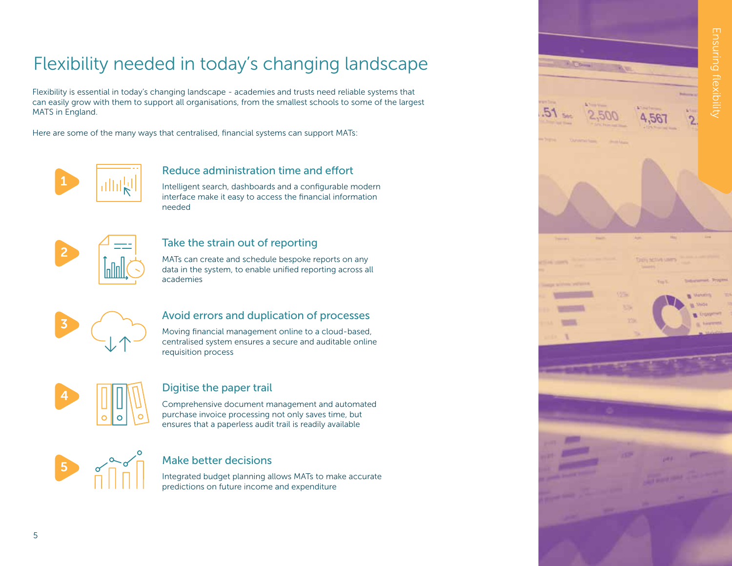# Flexibility needed in today's changing landscape

Flexibility is essential in today's changing landscape - academies and trusts need reliable systems that can easily grow with them to support all organisations, from the smallest schools to some of the largest MATS in England.

Here are some of the many ways that centralised, financial systems can support MATs:

1. **Reduce administration time and effort**

   Intelligent search, dashboards and a configurable modern interface make it easy to access the financial information needed

2. **Take the strain out of reporting**

   MATs can create and schedule bespoke reports on any data in the system, to enable unified reporting across all academies

3. **Avoid errors and duplication of processes**

   Moving financial management online to a cloud-based, centralised system ensures a secure and auditable online requisition process

4. **Digitise the paper trail**

   Comprehensive document management and automated purchase invoice processing not only saves time, but ensures that a paperless audit trail is readily available

5. **Make better decisions**

   Integrated budget planning allows MATs to make accurate predictions on future income and expenditure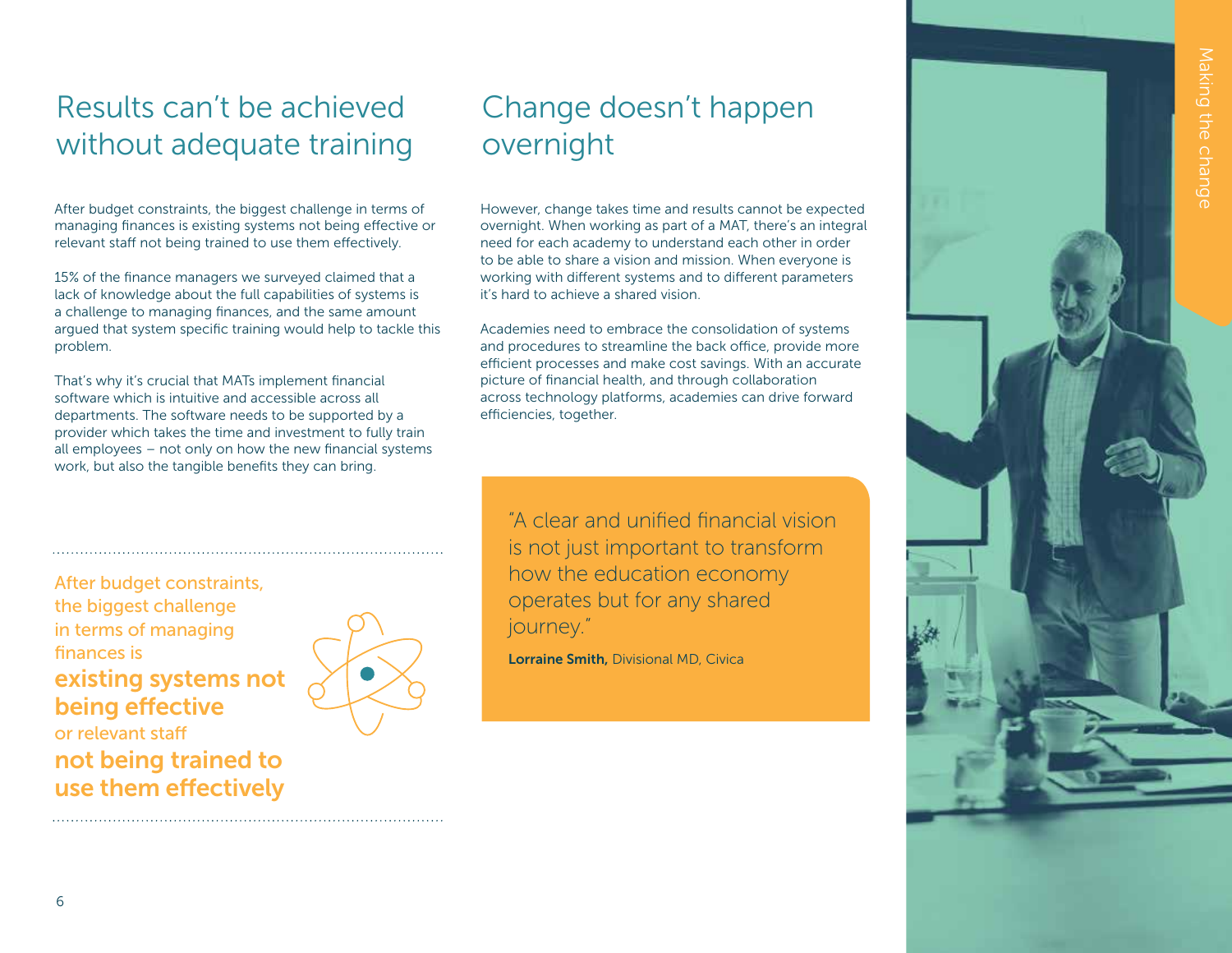## Results can't be achieved without adequate training

After budget constraints, the biggest challenge in terms of managing finances is existing systems not being effective or relevant staff not being trained to use them effectively.

15% of the finance managers we surveyed claimed that a lack of knowledge about the full capabilities of systems is a challenge to managing finances, and the same amount argued that system specific training would help to tackle this problem.

That's why it's crucial that MATs implement financial software which is intuitive and accessible across all departments. The software needs to be supported by a provider which takes the time and investment to fully train all employees – not only on how the new financial systems work, but also the tangible benefits they can bring.

After budget constraints, the biggest challenge in terms of managing finances is **existing systems not being effective** or relevant staff **not being trained to use them effectively**

## Change doesn't happen overnight

However, change takes time and results cannot be expected overnight. When working as part of a MAT, there's an integral need for each academy to understand each other in order to be able to share a vision and mission. When everyone is working with different systems and to different parameters it's hard to achieve a shared vision.

Academies need to embrace the consolidation of systems and procedures to streamline the back office, provide more efficient processes and make cost savings. With an accurate picture of financial health, and through collaboration across technology platforms, academies can drive forward efficiencies, together.

> "A clear and unified financial vision is not just important to transform how the education economy operates but for any shared journey."
>
> **Lorraine Smith,** Divisional MD, Civica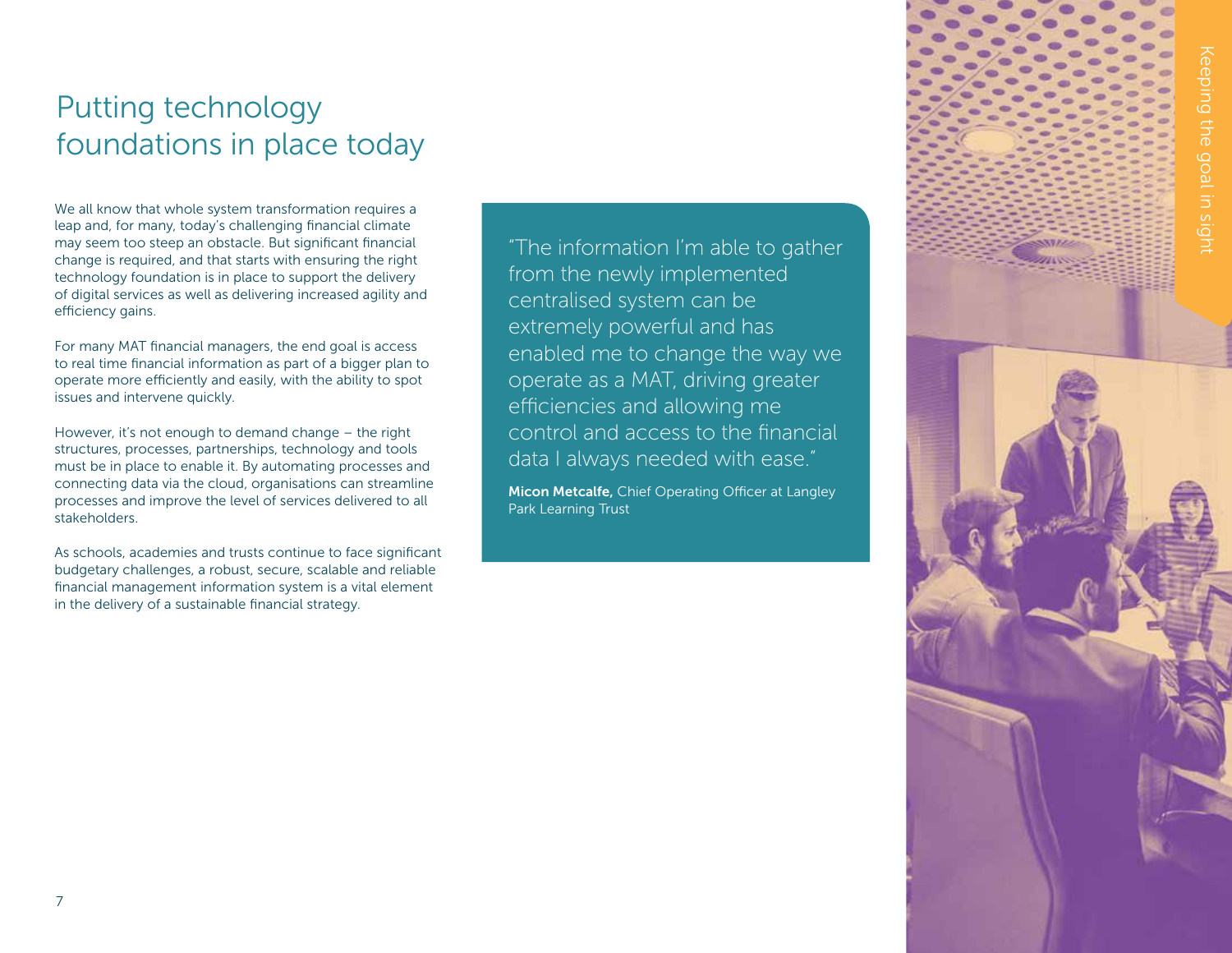# Putting technology foundations in place today

We all know that whole system transformation requires a leap and, for many, today's challenging financial climate may seem too steep an obstacle. But significant financial change is required, and that starts with ensuring the right technology foundation is in place to support the delivery of digital services as well as delivering increased agility and efficiency gains.

For many MAT financial managers, the end goal is access to real time financial information as part of a bigger plan to operate more efficiently and easily, with the ability to spot issues and intervene quickly.

However, it's not enough to demand change – the right structures, processes, partnerships, technology and tools must be in place to enable it. By automating processes and connecting data via the cloud, organisations can streamline processes and improve the level of services delivered to all stakeholders.

As schools, academies and trusts continue to face significant budgetary challenges, a robust, secure, scalable and reliable financial management information system is a vital element in the delivery of a sustainable financial strategy.

> "The information I'm able to gather from the newly implemented centralised system can be extremely powerful and has enabled me to change the way we operate as a MAT, driving greater efficiencies and allowing me control and access to the financial data I always needed with ease."
>
> **Micon Metcalfe,** Chief Operating Officer at Langley Park Learning Trust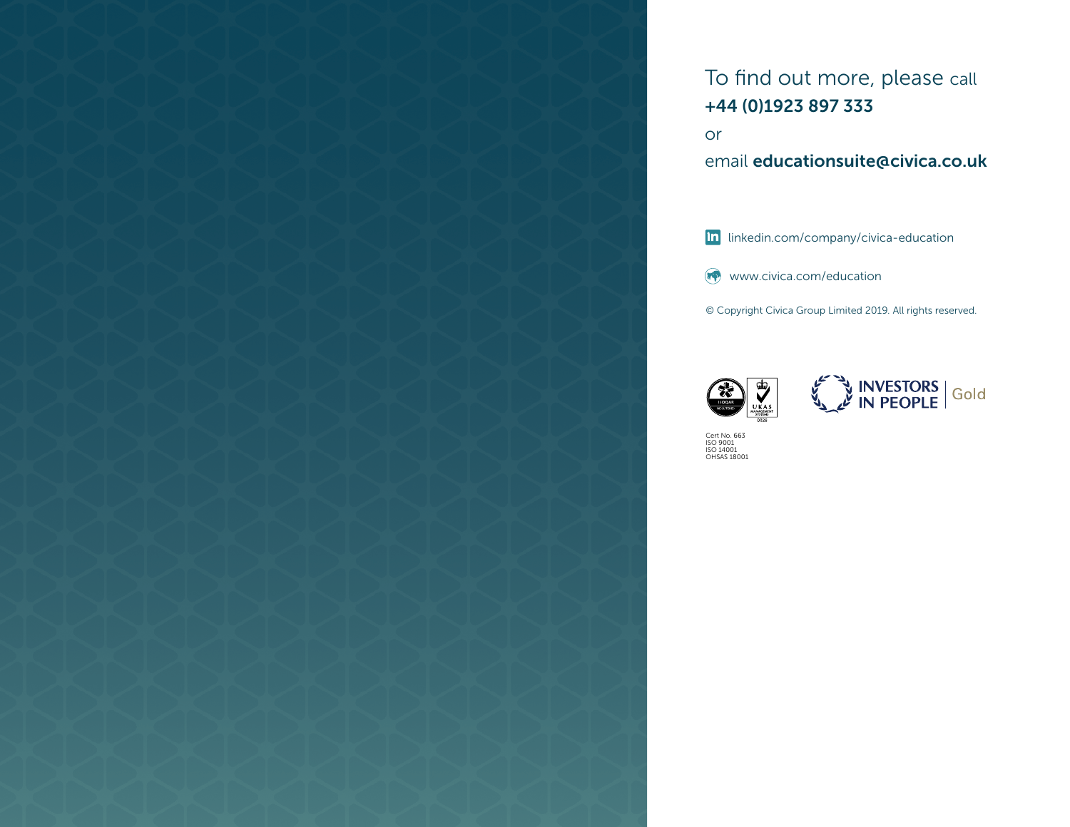To find out more, please call **+44 (0)1923 897 333**

or

email **educationsuite@civica.co.uk**

linkedin.com/company/civica-education

www.civica.com/education

© Copyright Civica Group Limited 2019. All rights reserved.

INVESTORS IN PEOPLE | Gold

Cert No. 663
ISO 9001
ISO 14001
OHSAS 18001